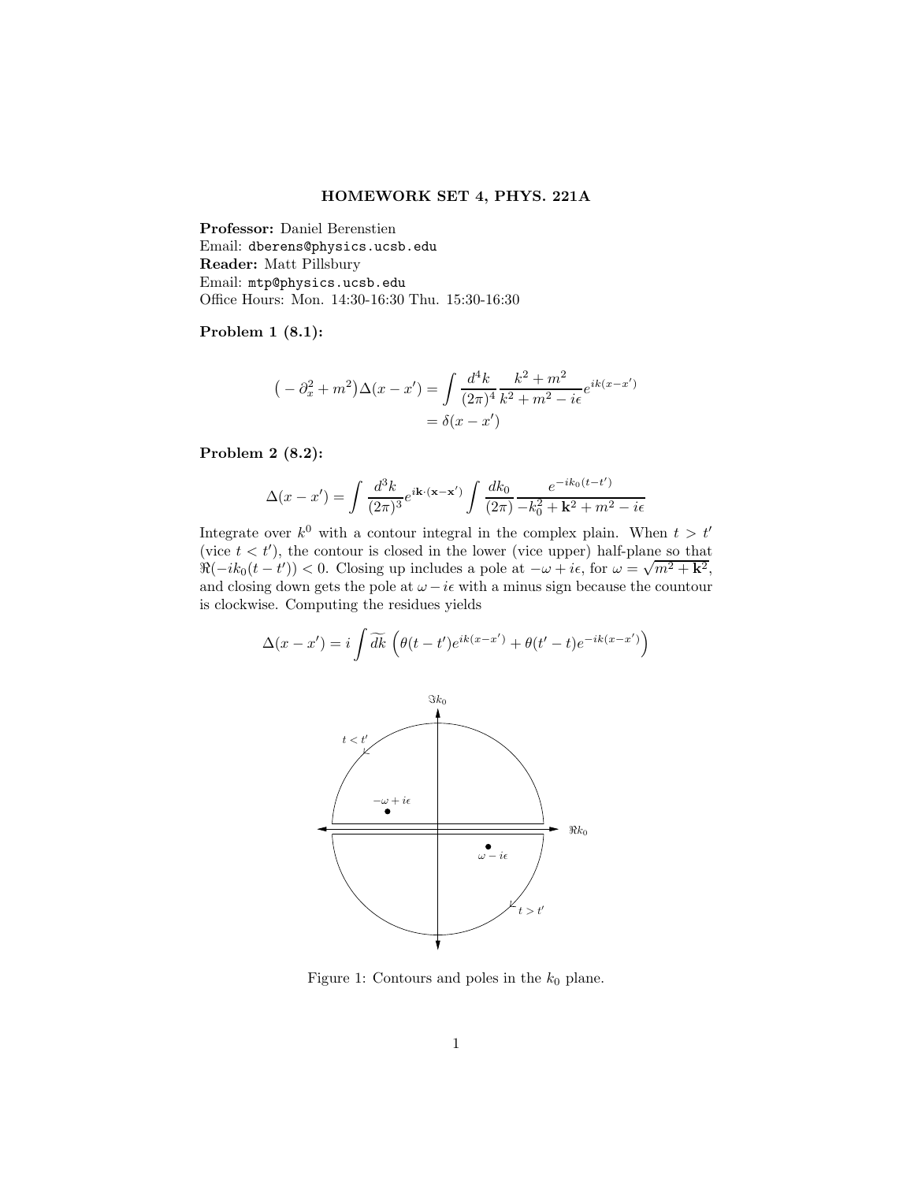**HOMEWORK SET 4, PHYS. 221A**

**Professor:** Daniel Berenstien
Email: dberens@physics.ucsb.edu
**Reader:** Matt Pillsbury
Email: mtp@physics.ucsb.edu
Office Hours: Mon. 14:30-16:30 Thu. 15:30-16:30

**Problem 1 (8.1):**

$$
\begin{aligned}
\big(-\partial_x^2 + m^2\big)\Delta(x - x') &= \int \frac{d^4k}{(2\pi)^4} \frac{k^2 + m^2}{k^2 + m^2 - i\epsilon} e^{ik(x-x')} \\
&= \delta(x - x')
\end{aligned}
$$

**Problem 2 (8.2):**

$$
\Delta(x - x') = \int \frac{d^3k}{(2\pi)^3} e^{i\mathbf{k}\cdot(\mathbf{x}-\mathbf{x}')} \int \frac{dk_0}{(2\pi)} \frac{e^{-ik_0(t-t')}}{-k_0^2 + \mathbf{k}^2 + m^2 - i\epsilon}
$$

Integrate over $k^0$ with a contour integral in the complex plain. When $t > t'$ (vice $t < t'$), the contour is closed in the lower (vice upper) half-plane so that $\Re(-ik_0(t - t')) < 0$. Closing up includes a pole at $-\omega + i\epsilon$, for $\omega = \sqrt{m^2 + \mathbf{k}^2}$, and closing down gets the pole at $\omega - i\epsilon$ with a minus sign because the countour is clockwise. Computing the residues yields

$$
\Delta(x - x') = i \int \widetilde{dk} \left( \theta(t - t') e^{ik(x-x')} + \theta(t' - t) e^{-ik(x-x')} \right)
$$

Figure 1: Contours and poles in the $k_0$ plane.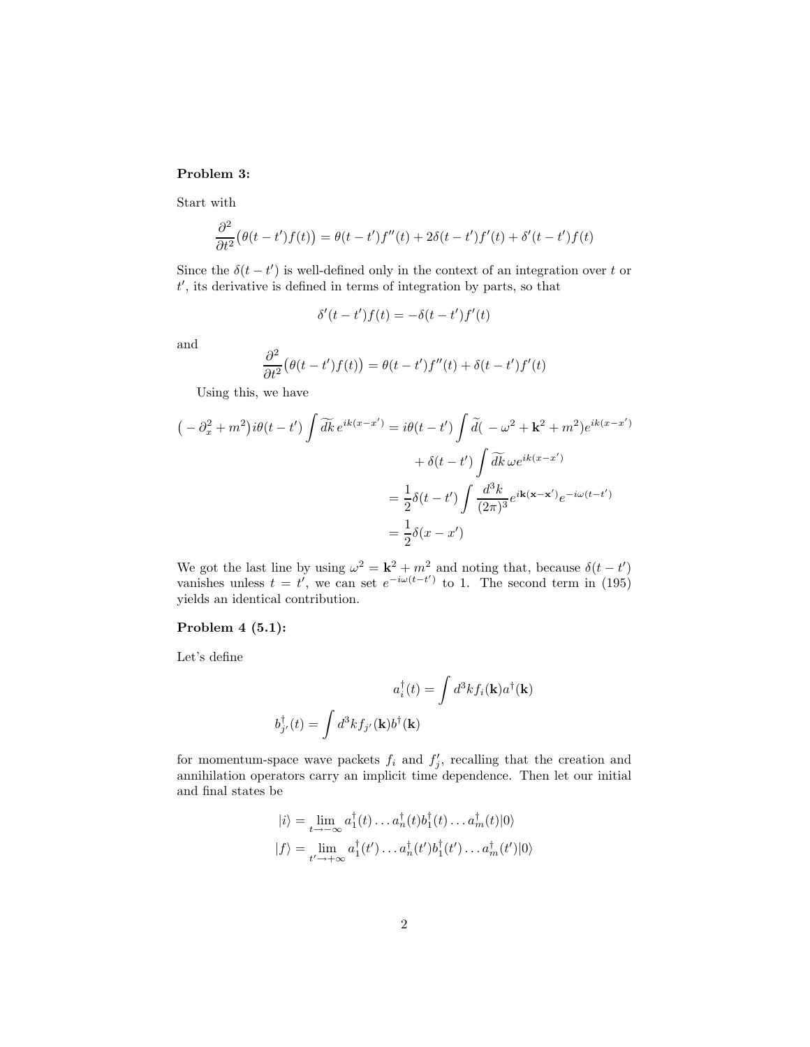**Problem 3:**

Start with

$$\frac{\partial^2}{\partial t^2}\big(\theta(t-t')f(t)\big) = \theta(t-t')f''(t) + 2\delta(t-t')f'(t) + \delta'(t-t')f(t)$$

Since the $\delta(t-t')$ is well-defined only in the context of an integration over $t$ or $t'$, its derivative is defined in terms of integration by parts, so that

$$\delta'(t-t')f(t) = -\delta(t-t')f'(t)$$

and

$$\frac{\partial^2}{\partial t^2}\big(\theta(t-t')f(t)\big) = \theta(t-t')f''(t) + \delta(t-t')f'(t)$$

Using this, we have

$$\begin{aligned}
\big(-\partial_x^2 + m^2\big)i\theta(t-t')\int \widetilde{dk}\, e^{ik(x-x')} &= i\theta(t-t')\int \widetilde{d}(-\omega^2 + \mathbf{k}^2 + m^2)e^{ik(x-x')} \\
&\quad + \delta(t-t')\int \widetilde{dk}\,\omega e^{ik(x-x')} \\
&= \frac{1}{2}\delta(t-t')\int \frac{d^3k}{(2\pi)^3} e^{i\mathbf{k}(\mathbf{x}-\mathbf{x}')}e^{-i\omega(t-t')} \\
&= \frac{1}{2}\delta(x-x')
\end{aligned}$$

We got the last line by using $\omega^2 = \mathbf{k}^2 + m^2$ and noting that, because $\delta(t-t')$ vanishes unless $t = t'$, we can set $e^{-i\omega(t-t')}$ to 1. The second term in (195) yields an identical contribution.

**Problem 4 (5.1):**

Let's define

$$a_i^\dagger(t) = \int d^3k f_i(\mathbf{k})a^\dagger(\mathbf{k})$$

$$b_{j'}^\dagger(t) = \int d^3k f_{j'}(\mathbf{k})b^\dagger(\mathbf{k})$$

for momentum-space wave packets $f_i$ and $f_j'$, recalling that the creation and annihilation operators carry an implicit time dependence. Then let our initial and final states be

$$|i\rangle = \lim_{t\to-\infty} a_1^\dagger(t)\ldots a_n^\dagger(t)b_1^\dagger(t)\ldots a_m^\dagger(t)|0\rangle$$

$$|f\rangle = \lim_{t'\to+\infty} a_1^\dagger(t')\ldots a_n^\dagger(t')b_1^\dagger(t')\ldots a_m^\dagger(t')|0\rangle$$